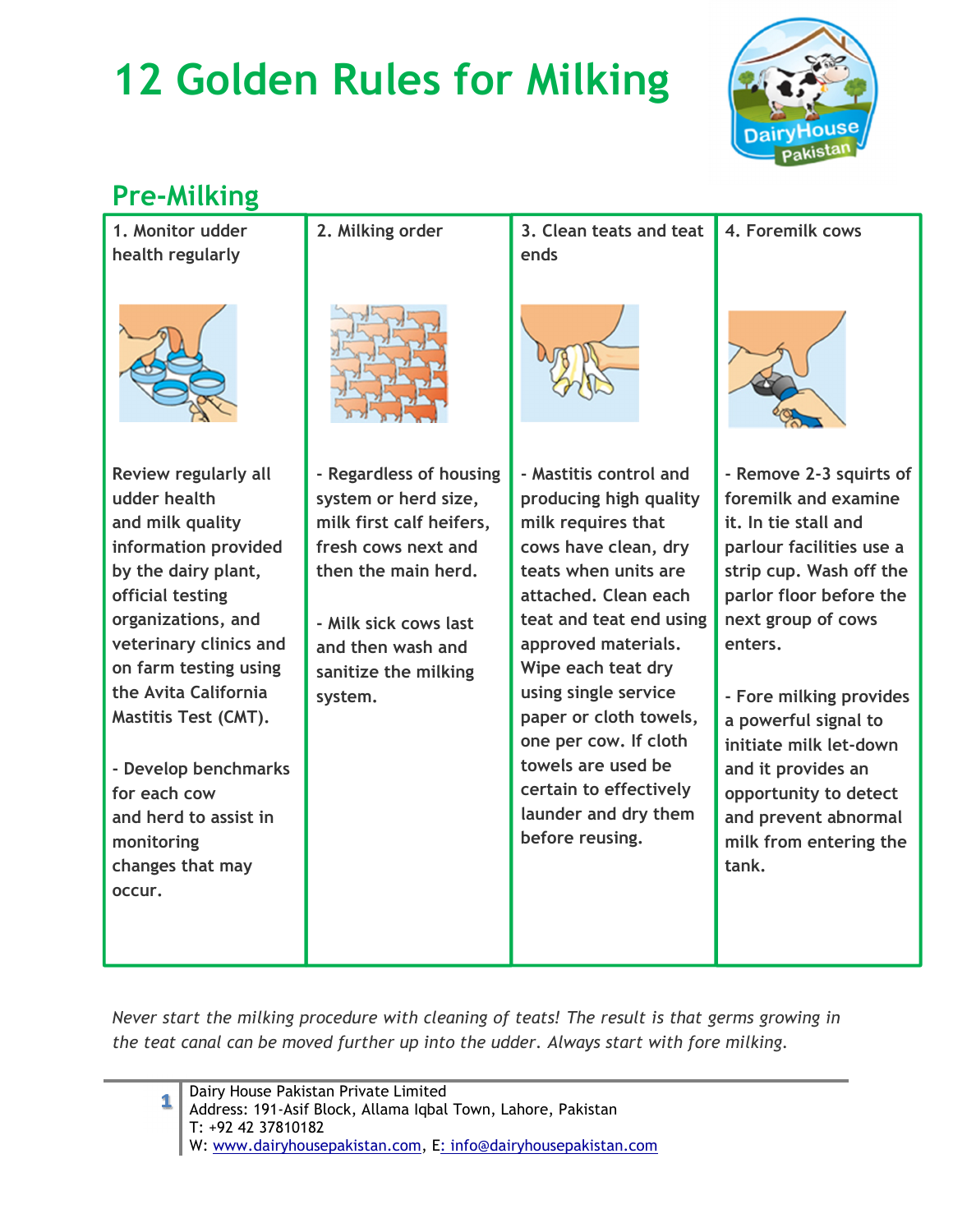# 12 Golden Rules for Milking

## Pre-Milking

| 1. Monitor udder health regularly | 2. Milking order | 3. Clean teats and teat ends | 4. Foremilk cows |
|---|---|---|---|
| Review regularly all udder health and milk quality information provided by the dairy plant, official testing organizations, and veterinary clinics and on farm testing using the Avita California Mastitis Test (CMT).<br><br>- Develop benchmarks for each cow and herd to assist in monitoring changes that may occur. | - Regardless of housing system or herd size, milk first calf heifers, fresh cows next and then the main herd.<br><br>- Milk sick cows last and then wash and sanitize the milking system. | - Mastitis control and producing high quality milk requires that cows have clean, dry teats when units are attached. Clean each teat and teat end using approved materials. Wipe each teat dry using single service paper or cloth towels, one per cow. If cloth towels are used be certain to effectively launder and dry them before reusing. | - Remove 2-3 squirts of foremilk and examine it. In tie stall and parlour facilities use a strip cup. Wash off the parlor floor before the next group of cows enters.<br><br>- Fore milking provides a powerful signal to initiate milk let-down and it provides an opportunity to detect and prevent abnormal milk from entering the tank. |

*Never start the milking procedure with cleaning of teats! The result is that germs growing in the teat canal can be moved further up into the udder. Always start with fore milking.*

Dairy House Pakistan Private Limited
Address: 191-Asif Block, Allama Iqbal Town, Lahore, Pakistan
T: +92 42 37810182
W: www.dairyhousepakistan.com, E: info@dairyhousepakistan.com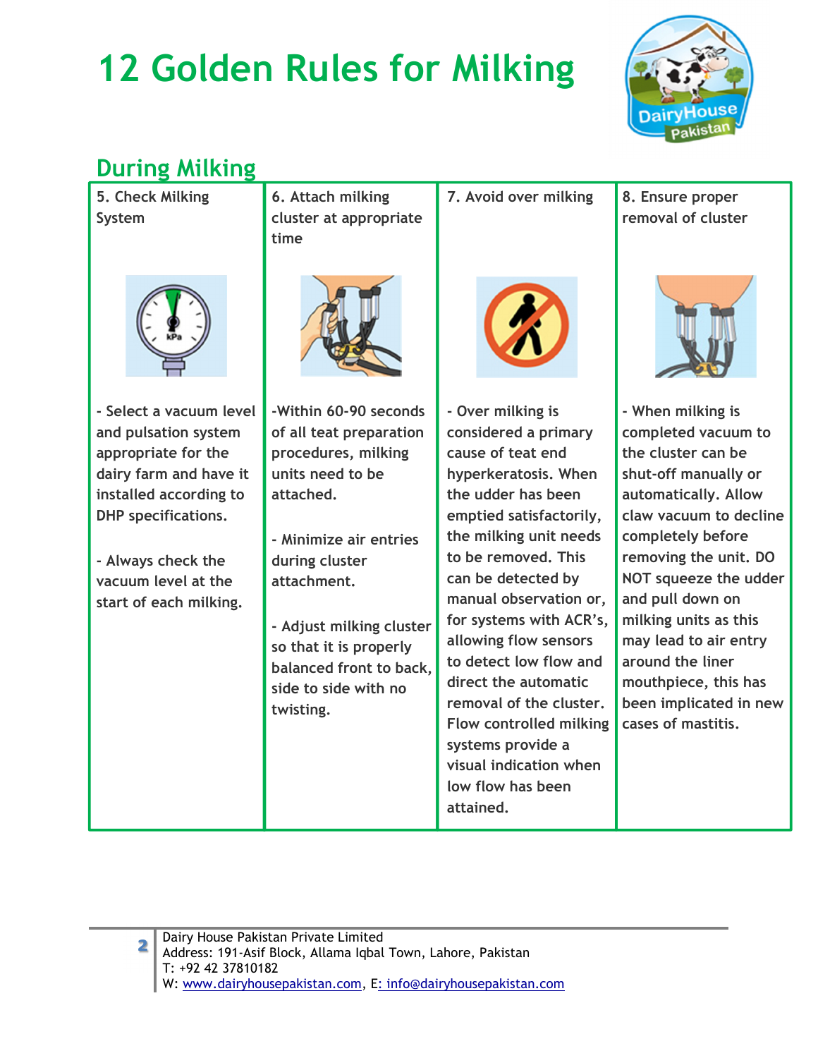# 12 Golden Rules for Milking

## During Milking

| 5. Check Milking System | 6. Attach milking cluster at appropriate time | 7. Avoid over milking | 8. Ensure proper removal of cluster |
|---|---|---|---|
| - Select a vacuum level and pulsation system appropriate for the dairy farm and have it installed according to DHP specifications.<br><br>- Always check the vacuum level at the start of each milking. | -Within 60-90 seconds of all teat preparation procedures, milking units need to be attached.<br><br>- Minimize air entries during cluster attachment.<br><br>- Adjust milking cluster so that it is properly balanced front to back, side to side with no twisting. | - Over milking is considered a primary cause of teat end hyperkeratosis. When the udder has been emptied satisfactorily, the milking unit needs to be removed. This can be detected by manual observation or, for systems with ACR's, allowing flow sensors to detect low flow and direct the automatic removal of the cluster. Flow controlled milking systems provide a visual indication when low flow has been attained. | - When milking is completed vacuum to the cluster can be shut-off manually or automatically. Allow claw vacuum to decline completely before removing the unit. DO NOT squeeze the udder and pull down on milking units as this may lead to air entry around the liner mouthpiece, this has been implicated in new cases of mastitis. |

Dairy House Pakistan Private Limited
Address: 191-Asif Block, Allama Iqbal Town, Lahore, Pakistan
T: +92 42 37810182
W: www.dairyhousepakistan.com, E: info@dairyhousepakistan.com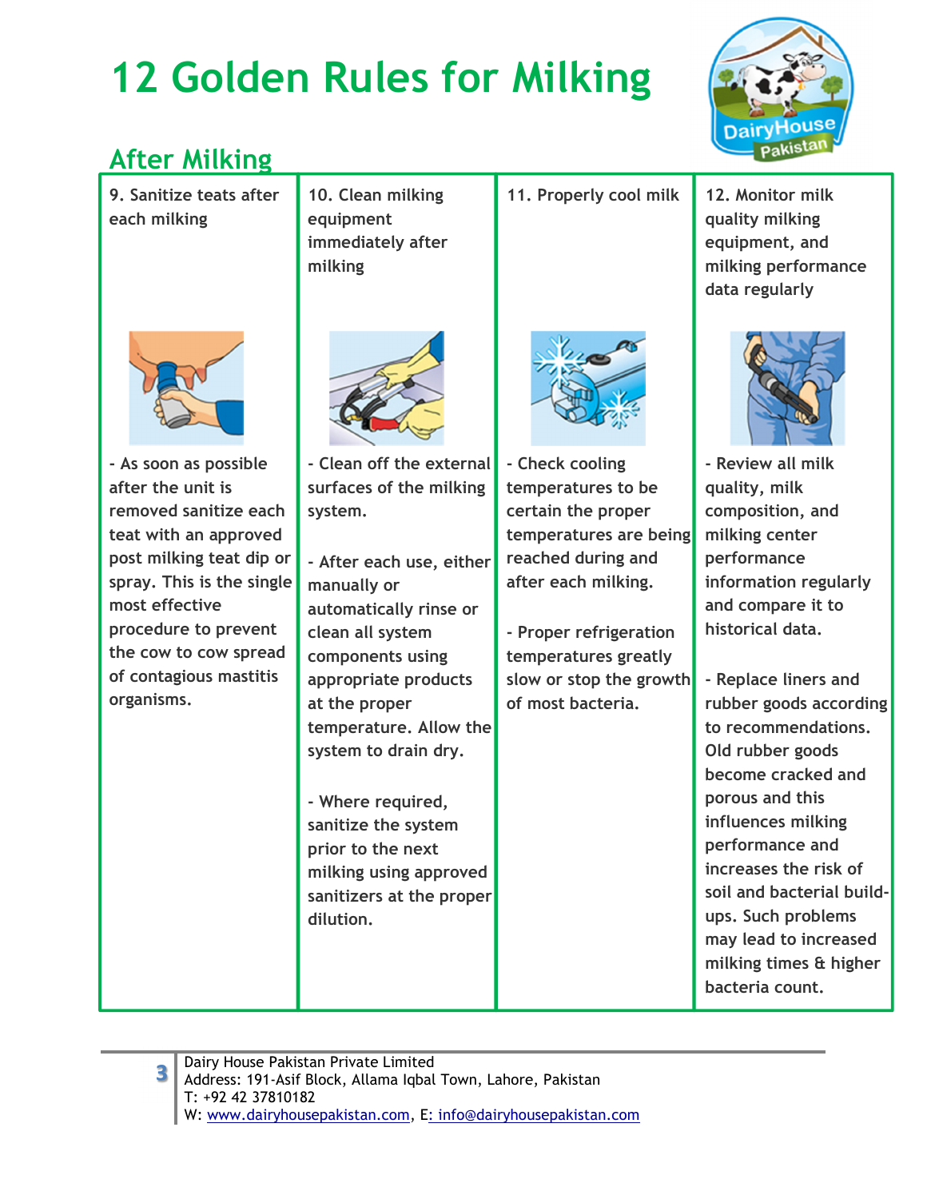# 12 Golden Rules for Milking

## After Milking

| 9. Sanitize teats after each milking | 10. Clean milking equipment immediately after milking | 11. Properly cool milk | 12. Monitor milk quality milking equipment, and milking performance data regularly |
|---|---|---|---|
| - As soon as possible after the unit is removed sanitize each teat with an approved post milking teat dip or spray. This is the single most effective procedure to prevent the cow to cow spread of contagious mastitis organisms. | - Clean off the external surfaces of the milking system.<br><br>- After each use, either manually or automatically rinse or clean all system components using appropriate products at the proper temperature. Allow the system to drain dry.<br><br>- Where required, sanitize the system prior to the next milking using approved sanitizers at the proper dilution. | - Check cooling temperatures to be certain the proper temperatures are being reached during and after each milking.<br><br>- Proper refrigeration temperatures greatly slow or stop the growth of most bacteria. | - Review all milk quality, milk composition, and milking center performance information regularly and compare it to historical data.<br><br>- Replace liners and rubber goods according to recommendations. Old rubber goods become cracked and porous and this influences milking performance and increases the risk of soil and bacterial build-ups. Such problems may lead to increased milking times & higher bacteria count. |

Dairy House Pakistan Private Limited
Address: 191-Asif Block, Allama Iqbal Town, Lahore, Pakistan
T: +92 42 37810182
W: www.dairyhousepakistan.com, E: info@dairyhousepakistan.com